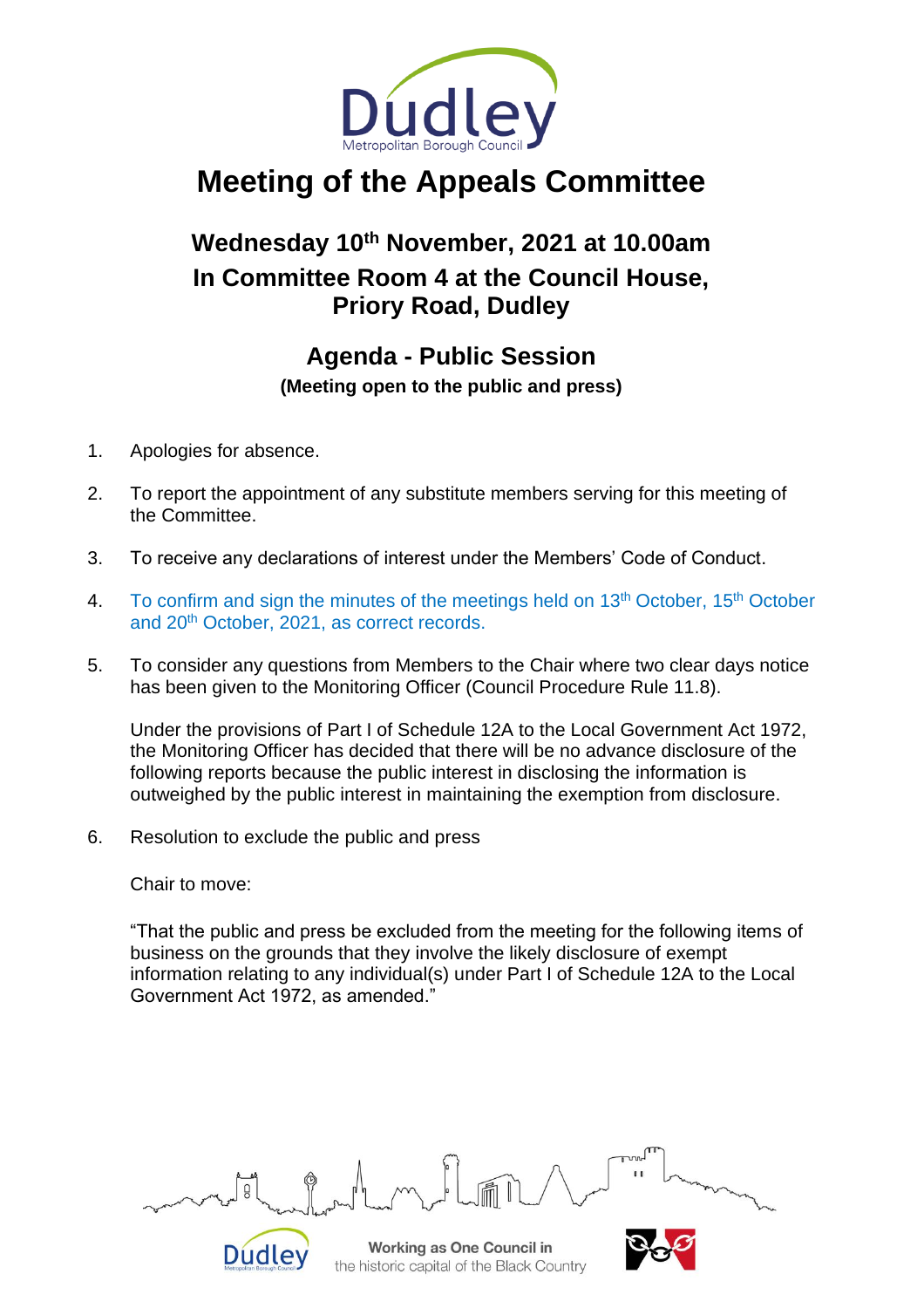# Meeting of the Appeals Committee

## Wednesday 10th November, 2021 at 10.00am
## In Committee Room 4 at the Council House, Priory Road, Dudley

## Agenda - Public Session
**(Meeting open to the public and press)**

1. Apologies for absence.

2. To report the appointment of any substitute members serving for this meeting of the Committee.

3. To receive any declarations of interest under the Members' Code of Conduct.

4. To confirm and sign the minutes of the meetings held on 13th October, 15th October and 20th October, 2021, as correct records.

5. To consider any questions from Members to the Chair where two clear days notice has been given to the Monitoring Officer (Council Procedure Rule 11.8).

   Under the provisions of Part I of Schedule 12A to the Local Government Act 1972, the Monitoring Officer has decided that there will be no advance disclosure of the following reports because the public interest in disclosing the information is outweighed by the public interest in maintaining the exemption from disclosure.

6. Resolution to exclude the public and press

   Chair to move:

   "That the public and press be excluded from the meeting for the following items of business on the grounds that they involve the likely disclosure of exempt information relating to any individual(s) under Part I of Schedule 12A to the Local Government Act 1972, as amended."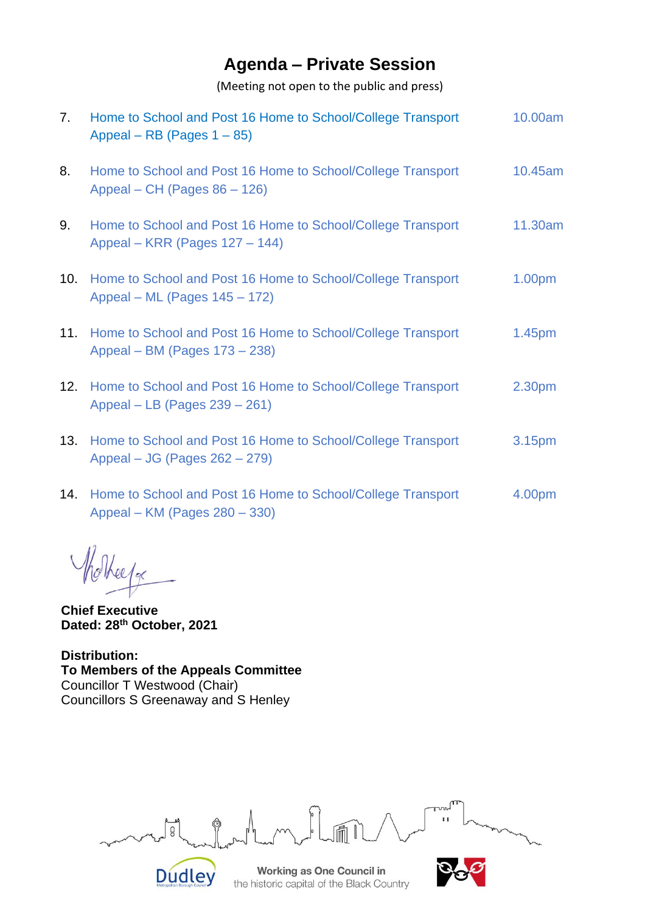# Agenda – Private Session

(Meeting not open to the public and press)

7. Home to School and Post 16 Home to School/College Transport Appeal – RB (Pages 1 – 85) — 10.00am

8. Home to School and Post 16 Home to School/College Transport Appeal – CH (Pages 86 – 126) — 10.45am

9. Home to School and Post 16 Home to School/College Transport Appeal – KRR (Pages 127 – 144) — 11.30am

10. Home to School and Post 16 Home to School/College Transport Appeal – ML (Pages 145 – 172) — 1.00pm

11. Home to School and Post 16 Home to School/College Transport Appeal – BM (Pages 173 – 238) — 1.45pm

12. Home to School and Post 16 Home to School/College Transport Appeal – LB (Pages 239 – 261) — 2.30pm

13. Home to School and Post 16 Home to School/College Transport Appeal – JG (Pages 262 – 279) — 3.15pm

14. Home to School and Post 16 Home to School/College Transport Appeal – KM (Pages 280 – 330) — 4.00pm

**Chief Executive**
**Dated: 28th October, 2021**

**Distribution:**
**To Members of the Appeals Committee**
Councillor T Westwood (Chair)
Councillors S Greenaway and S Henley

Working as One Council in the historic capital of the Black Country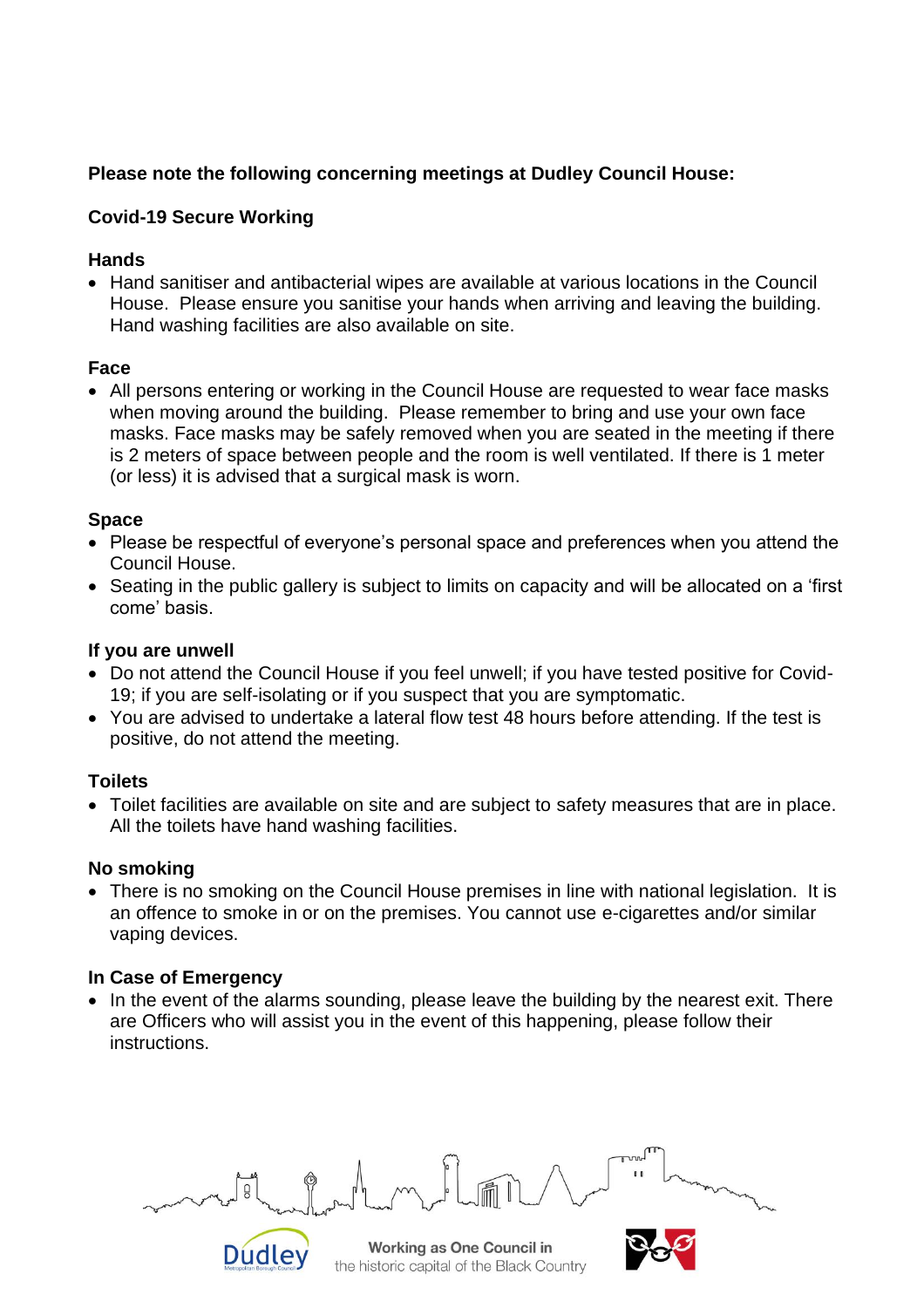**Please note the following concerning meetings at Dudley Council House:**

**Covid-19 Secure Working**

**Hands**

- Hand sanitiser and antibacterial wipes are available at various locations in the Council House. Please ensure you sanitise your hands when arriving and leaving the building. Hand washing facilities are also available on site.

**Face**

- All persons entering or working in the Council House are requested to wear face masks when moving around the building. Please remember to bring and use your own face masks. Face masks may be safely removed when you are seated in the meeting if there is 2 meters of space between people and the room is well ventilated. If there is 1 meter (or less) it is advised that a surgical mask is worn.

**Space**

- Please be respectful of everyone's personal space and preferences when you attend the Council House.
- Seating in the public gallery is subject to limits on capacity and will be allocated on a 'first come' basis.

**If you are unwell**

- Do not attend the Council House if you feel unwell; if you have tested positive for Covid-19; if you are self-isolating or if you suspect that you are symptomatic.
- You are advised to undertake a lateral flow test 48 hours before attending. If the test is positive, do not attend the meeting.

**Toilets**

- Toilet facilities are available on site and are subject to safety measures that are in place. All the toilets have hand washing facilities.

**No smoking**

- There is no smoking on the Council House premises in line with national legislation. It is an offence to smoke in or on the premises. You cannot use e-cigarettes and/or similar vaping devices.

**In Case of Emergency**

- In the event of the alarms sounding, please leave the building by the nearest exit. There are Officers who will assist you in the event of this happening, please follow their instructions.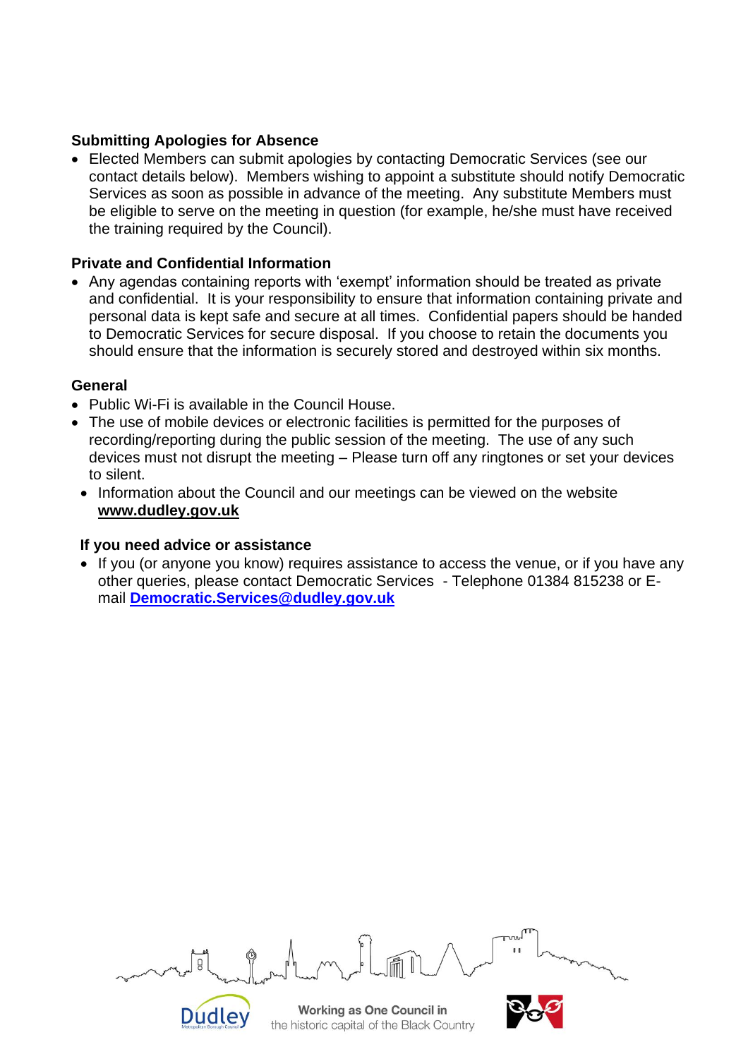**Submitting Apologies for Absence**

- Elected Members can submit apologies by contacting Democratic Services (see our contact details below). Members wishing to appoint a substitute should notify Democratic Services as soon as possible in advance of the meeting. Any substitute Members must be eligible to serve on the meeting in question (for example, he/she must have received the training required by the Council).

**Private and Confidential Information**

- Any agendas containing reports with 'exempt' information should be treated as private and confidential. It is your responsibility to ensure that information containing private and personal data is kept safe and secure at all times. Confidential papers should be handed to Democratic Services for secure disposal. If you choose to retain the documents you should ensure that the information is securely stored and destroyed within six months.

**General**

- Public Wi-Fi is available in the Council House.
- The use of mobile devices or electronic facilities is permitted for the purposes of recording/reporting during the public session of the meeting. The use of any such devices must not disrupt the meeting – Please turn off any ringtones or set your devices to silent.
- Information about the Council and our meetings can be viewed on the website **www.dudley.gov.uk**

**If you need advice or assistance**

- If you (or anyone you know) requires assistance to access the venue, or if you have any other queries, please contact Democratic Services - Telephone 01384 815238 or E-mail **Democratic.Services@dudley.gov.uk**

Working as One Council in the historic capital of the Black Country